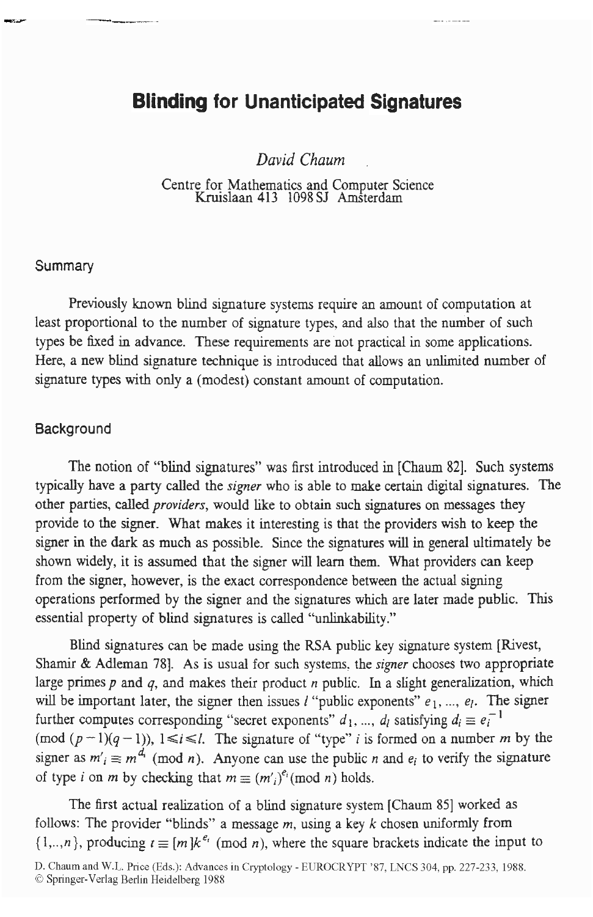# Blinding for Unanticipated Signatures

*David Chaum*

Centre for Mathematics and Computer Science
Kruislaan 413 1098 SJ Amsterdam

## Summary

Previously known blind signature systems require an amount of computation at least proportional to the number of signature types, and also that the number of such types be fixed in advance. These requirements are not practical in some applications. Here, a new blind signature technique is introduced that allows an unlimited number of signature types with only a (modest) constant amount of computation.

## Background

The notion of "blind signatures" was first introduced in [Chaum 82]. Such systems typically have a party called the *signer* who is able to make certain digital signatures. The other parties, called *providers*, would like to obtain such signatures on messages they provide to the signer. What makes it interesting is that the providers wish to keep the signer in the dark as much as possible. Since the signatures will in general ultimately be shown widely, it is assumed that the signer will learn them. What providers can keep from the signer, however, is the exact correspondence between the actual signing operations performed by the signer and the signatures which are later made public. This essential property of blind signatures is called "unlinkability."

Blind signatures can be made using the RSA public key signature system [Rivest, Shamir & Adleman 78]. As is usual for such systems, the *signer* chooses two appropriate large primes $p$ and $q$, and makes their product $n$ public. In a slight generalization, which will be important later, the signer then issues $l$ "public exponents" $e_1, ..., e_l$. The signer further computes corresponding "secret exponents" $d_1, ..., d_l$ satisfying $d_i \equiv e_i^{-1}$ $(\bmod\ (p-1)(q-1))$, $1 \leqslant i \leqslant l$. The signature of "type" $i$ is formed on a number $m$ by the signer as $m'_i \equiv m^{d_i} \pmod n$. Anyone can use the public $n$ and $e_i$ to verify the signature of type $i$ on $m$ by checking that $m \equiv (m'_i)^{e_i} \pmod n$ holds.

The first actual realization of a blind signature system [Chaum 85] worked as follows: The provider "blinds" a message $m$, using a key $k$ chosen uniformly from $\{1,..,n\}$, producing $t \equiv [m]k^{e_i} \pmod n$, where the square brackets indicate the input to

D. Chaum and W.L. Price (Eds.): Advances in Cryptology - EUROCRYPT '87, LNCS 304, pp. 227-233, 1988.
© Springer-Verlag Berlin Heidelberg 1988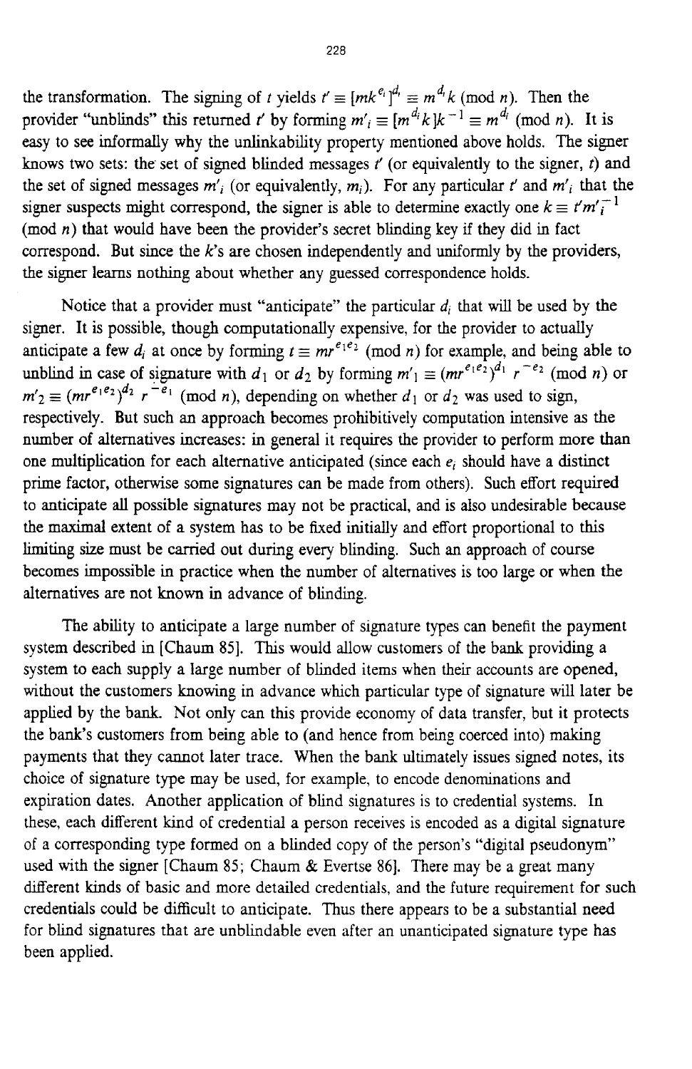the transformation. The signing of $t$ yields $t' \equiv [mk^{e_i}]^{d_i} \equiv m^{d_i}k \pmod n$. Then the provider "unblinds" this returned $t'$ by forming $m'_i \equiv [m^{d_i}k]k^{-1} \equiv m^{d_i} \pmod n$. It is easy to see informally why the unlinkability property mentioned above holds. The signer knows two sets: the set of signed blinded messages $t'$ (or equivalently to the signer, $t$) and the set of signed messages $m'_i$ (or equivalently, $m_i$). For any particular $t'$ and $m'_i$ that the signer suspects might correspond, the signer is able to determine exactly one $k \equiv t'm'^{-1}_i \pmod n$ that would have been the provider's secret blinding key if they did in fact correspond. But since the $k$'s are chosen independently and uniformly by the providers, the signer learns nothing about whether any guessed correspondence holds.

Notice that a provider must "anticipate" the particular $d_i$ that will be used by the signer. It is possible, though computationally expensive, for the provider to actually anticipate a few $d_i$ at once by forming $t \equiv mr^{e_1e_2} \pmod n$ for example, and being able to unblind in case of signature with $d_1$ or $d_2$ by forming $m'_1 \equiv (mr^{e_1e_2})^{d_1} r^{-e_2} \pmod n$ or $m'_2 \equiv (mr^{e_1e_2})^{d_2} r^{-e_1} \pmod n$, depending on whether $d_1$ or $d_2$ was used to sign, respectively. But such an approach becomes prohibitively computation intensive as the number of alternatives increases: in general it requires the provider to perform more than one multiplication for each alternative anticipated (since each $e_i$ should have a distinct prime factor, otherwise some signatures can be made from others). Such effort required to anticipate all possible signatures may not be practical, and is also undesirable because the maximal extent of a system has to be fixed initially and effort proportional to this limiting size must be carried out during every blinding. Such an approach of course becomes impossible in practice when the number of alternatives is too large or when the alternatives are not known in advance of blinding.

The ability to anticipate a large number of signature types can benefit the payment system described in [Chaum 85]. This would allow customers of the bank providing a system to each supply a large number of blinded items when their accounts are opened, without the customers knowing in advance which particular type of signature will later be applied by the bank. Not only can this provide economy of data transfer, but it protects the bank's customers from being able to (and hence from being coerced into) making payments that they cannot later trace. When the bank ultimately issues signed notes, its choice of signature type may be used, for example, to encode denominations and expiration dates. Another application of blind signatures is to credential systems. In these, each different kind of credential a person receives is encoded as a digital signature of a corresponding type formed on a blinded copy of the person's "digital pseudonym" used with the signer [Chaum 85; Chaum & Evertse 86]. There may be a great many different kinds of basic and more detailed credentials, and the future requirement for such credentials could be difficult to anticipate. Thus there appears to be a substantial need for blind signatures that are unblindable even after an unanticipated signature type has been applied.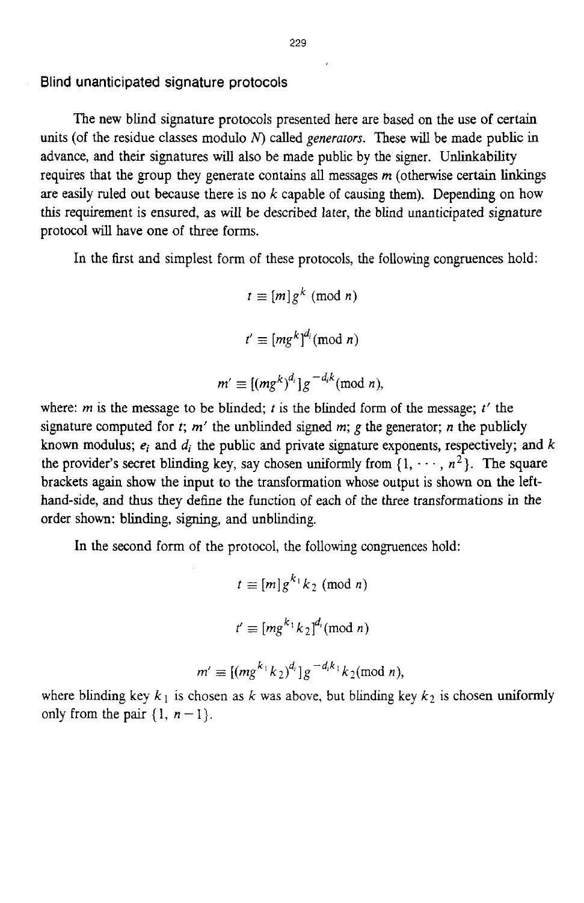### Blind unanticipated signature protocols

The new blind signature protocols presented here are based on the use of certain units (of the residue classes modulo $N$) called *generators*. These will be made public in advance, and their signatures will also be made public by the signer. Unlinkability requires that the group they generate contains all messages $m$ (otherwise certain linkings are easily ruled out because there is no $k$ capable of causing them). Depending on how this requirement is ensured, as will be described later, the blind unanticipated signature protocol will have one of three forms.

In the first and simplest form of these protocols, the following congruences hold:

$$t \equiv [m]g^k \pmod{n}$$

$$t' \equiv [mg^k]^{d_i} \pmod{n}$$

$$m' \equiv [(mg^k)^{d_i}]g^{-d_i k} \pmod{n},$$

where: $m$ is the message to be blinded; $t$ is the blinded form of the message; $t'$ the signature computed for $t$; $m'$ the unblinded signed $m$; $g$ the generator; $n$ the publicly known modulus; $e_i$ and $d_i$ the public and private signature exponents, respectively; and $k$ the provider's secret blinding key, say chosen uniformly from $\{1, \cdots, n^2\}$. The square brackets again show the input to the transformation whose output is shown on the left-hand-side, and thus they define the function of each of the three transformations in the order shown: blinding, signing, and unblinding.

In the second form of the protocol, the following congruences hold:

$$t \equiv [m]g^{k_1}k_2 \pmod{n}$$

$$t' \equiv [mg^{k_1}k_2]^{d_i} \pmod{n}$$

$$m' \equiv [(mg^{k_1}k_2)^{d_i}]g^{-d_i k_1}k_2 \pmod{n},$$

where blinding key $k_1$ is chosen as $k$ was above, but blinding key $k_2$ is chosen uniformly only from the pair $\{1, n-1\}$.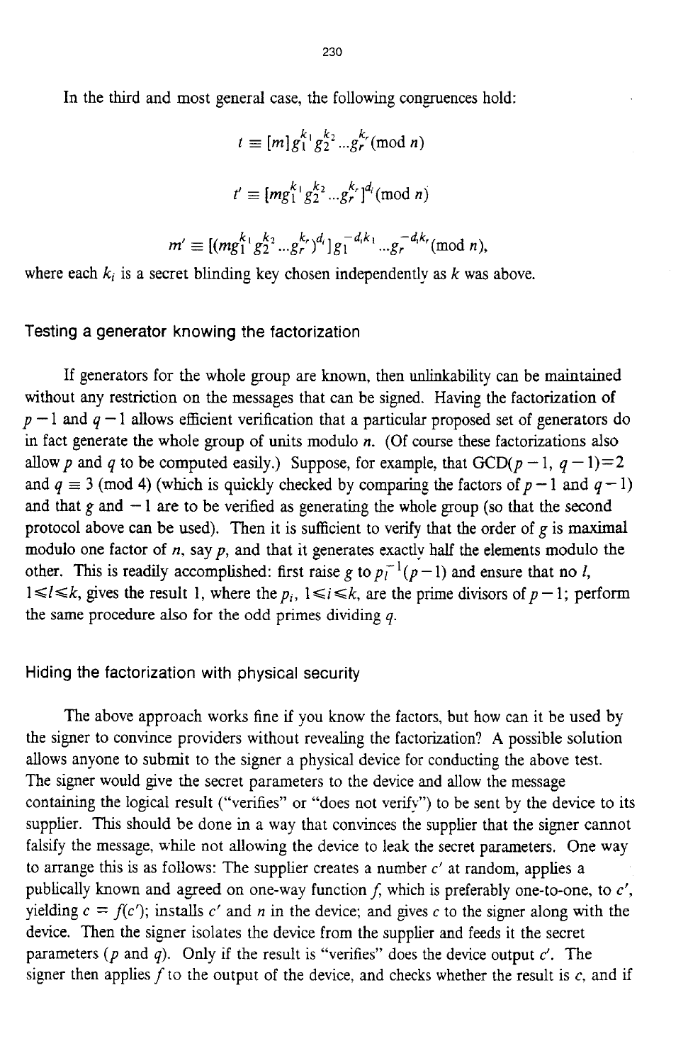In the third and most general case, the following congruences hold:

$$t \equiv [m] g_1^{k_1} g_2^{k_2} \ldots g_r^{k_r} (\mathrm{mod}\ n)$$

$$t' \equiv [m g_1^{k_1} g_2^{k_2} \ldots g_r^{k_r}]^{d_i} (\mathrm{mod}\ n)$$

$$m' \equiv [(m g_1^{k_1} g_2^{k_2} \ldots g_r^{k_r})^{d_i}] g_1^{-d_i k_1} \ldots g_r^{-d_i k_r} (\mathrm{mod}\ n),$$

where each $k_i$ is a secret blinding key chosen independently as $k$ was above.

## Testing a generator knowing the factorization

If generators for the whole group are known, then unlinkability can be maintained without any restriction on the messages that can be signed. Having the factorization of $p-1$ and $q-1$ allows efficient verification that a particular proposed set of generators do in fact generate the whole group of units modulo $n$. (Of course these factorizations also allow $p$ and $q$ to be computed easily.) Suppose, for example, that $\mathrm{GCD}(p-1,\ q-1)=2$ and $q \equiv 3$ (mod 4) (which is quickly checked by comparing the factors of $p-1$ and $q-1$) and that $g$ and $-1$ are to be verified as generating the whole group (so that the second protocol above can be used). Then it is sufficient to verify that the order of $g$ is maximal modulo one factor of $n$, say $p$, and that it generates exactly half the elements modulo the other. This is readily accomplished: first raise $g$ to $p_l^{-1}(p-1)$ and ensure that no $l$, $1 \leqslant l \leqslant k$, gives the result 1, where the $p_i$, $1 \leqslant i \leqslant k$, are the prime divisors of $p-1$; perform the same procedure also for the odd primes dividing $q$.

## Hiding the factorization with physical security

The above approach works fine if you know the factors, but how can it be used by the signer to convince providers without revealing the factorization? A possible solution allows anyone to submit to the signer a physical device for conducting the above test. The signer would give the secret parameters to the device and allow the message containing the logical result ("verifies" or "does not verify") to be sent by the device to its supplier. This should be done in a way that convinces the supplier that the signer cannot falsify the message, while not allowing the device to leak the secret parameters. One way to arrange this is as follows: The supplier creates a number $c'$ at random, applies a publically known and agreed on one-way function $f$, which is preferably one-to-one, to $c'$, yielding $c = f(c')$; installs $c'$ and $n$ in the device; and gives $c$ to the signer along with the device. Then the signer isolates the device from the supplier and feeds it the secret parameters ($p$ and $q$). Only if the result is "verifies" does the device output $c'$. The signer then applies $f$ to the output of the device, and checks whether the result is $c$, and if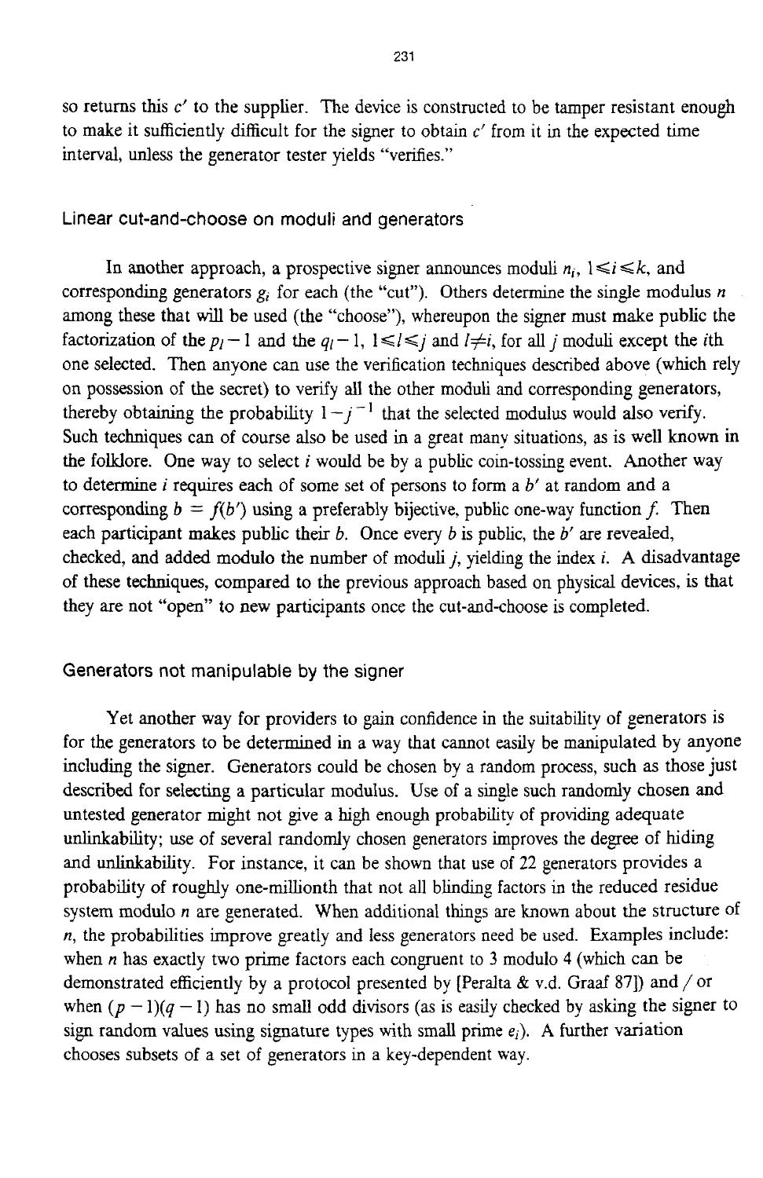so returns this $c'$ to the supplier. The device is constructed to be tamper resistant enough to make it sufficiently difficult for the signer to obtain $c'$ from it in the expected time interval, unless the generator tester yields "verifies."

## Linear cut-and-choose on moduli and generators

In another approach, a prospective signer announces moduli $n_i$, $1 \leqslant i \leqslant k$, and corresponding generators $g_i$ for each (the "cut"). Others determine the single modulus $n$ among these that will be used (the "choose"), whereupon the signer must make public the factorization of the $p_l - 1$ and the $q_l - 1$, $1 \leqslant l \leqslant j$ and $l \neq i$, for all $j$ moduli except the $i$th one selected. Then anyone can use the verification techniques described above (which rely on possession of the secret) to verify all the other moduli and corresponding generators, thereby obtaining the probability $1 - j^{-1}$ that the selected modulus would also verify. Such techniques can of course also be used in a great many situations, as is well known in the folklore. One way to select $i$ would be by a public coin-tossing event. Another way to determine $i$ requires each of some set of persons to form a $b'$ at random and a corresponding $b = f(b')$ using a preferably bijective, public one-way function $f$. Then each participant makes public their $b$. Once every $b$ is public, the $b'$ are revealed, checked, and added modulo the number of moduli $j$, yielding the index $i$. A disadvantage of these techniques, compared to the previous approach based on physical devices, is that they are not "open" to new participants once the cut-and-choose is completed.

## Generators not manipulable by the signer

Yet another way for providers to gain confidence in the suitability of generators is for the generators to be determined in a way that cannot easily be manipulated by anyone including the signer. Generators could be chosen by a random process, such as those just described for selecting a particular modulus. Use of a single such randomly chosen and untested generator might not give a high enough probability of providing adequate unlinkability; use of several randomly chosen generators improves the degree of hiding and unlinkability. For instance, it can be shown that use of 22 generators provides a probability of roughly one-millionth that not all blinding factors in the reduced residue system modulo $n$ are generated. When additional things are known about the structure of $n$, the probabilities improve greatly and less generators need be used. Examples include: when $n$ has exactly two prime factors each congruent to 3 modulo 4 (which can be demonstrated efficiently by a protocol presented by [Peralta & v.d. Graaf 87]) and / or when $(p-1)(q-1)$ has no small odd divisors (as is easily checked by asking the signer to sign random values using signature types with small prime $e_i$). A further variation chooses subsets of a set of generators in a key-dependent way.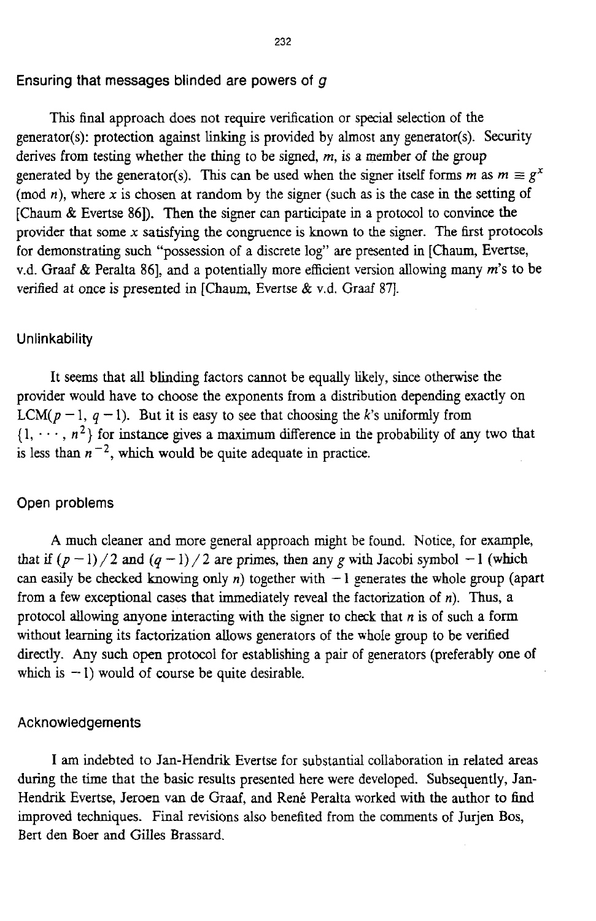## Ensuring that messages blinded are powers of $g$

This final approach does not require verification or special selection of the generator(s): protection against linking is provided by almost any generator(s). Security derives from testing whether the thing to be signed, $m$, is a member of the group generated by the generator(s). This can be used when the signer itself forms $m$ as $m \equiv g^x \pmod{n}$, where $x$ is chosen at random by the signer (such as is the case in the setting of [Chaum & Evertse 86]). Then the signer can participate in a protocol to convince the provider that some $x$ satisfying the congruence is known to the signer. The first protocols for demonstrating such "possession of a discrete log" are presented in [Chaum, Evertse, v.d. Graaf & Peralta 86], and a potentially more efficient version allowing many $m$'s to be verified at once is presented in [Chaum, Evertse & v.d. Graaf 87].

## Unlinkability

It seems that all blinding factors cannot be equally likely, since otherwise the provider would have to choose the exponents from a distribution depending exactly on $\text{LCM}(p-1, q-1)$. But it is easy to see that choosing the $k$'s uniformly from $\{1, \cdots, n^2\}$ for instance gives a maximum difference in the probability of any two that is less than $n^{-2}$, which would be quite adequate in practice.

## Open problems

A much cleaner and more general approach might be found. Notice, for example, that if $(p-1)/2$ and $(q-1)/2$ are primes, then any $g$ with Jacobi symbol $-1$ (which can easily be checked knowing only $n$) together with $-1$ generates the whole group (apart from a few exceptional cases that immediately reveal the factorization of $n$). Thus, a protocol allowing anyone interacting with the signer to check that $n$ is of such a form without learning its factorization allows generators of the whole group to be verified directly. Any such open protocol for establishing a pair of generators (preferably one of which is $-1$) would of course be quite desirable.

## Acknowledgements

I am indebted to Jan-Hendrik Evertse for substantial collaboration in related areas during the time that the basic results presented here were developed. Subsequently, Jan-Hendrik Evertse, Jeroen van de Graaf, and René Peralta worked with the author to find improved techniques. Final revisions also benefited from the comments of Jurjen Bos, Bert den Boer and Gilles Brassard.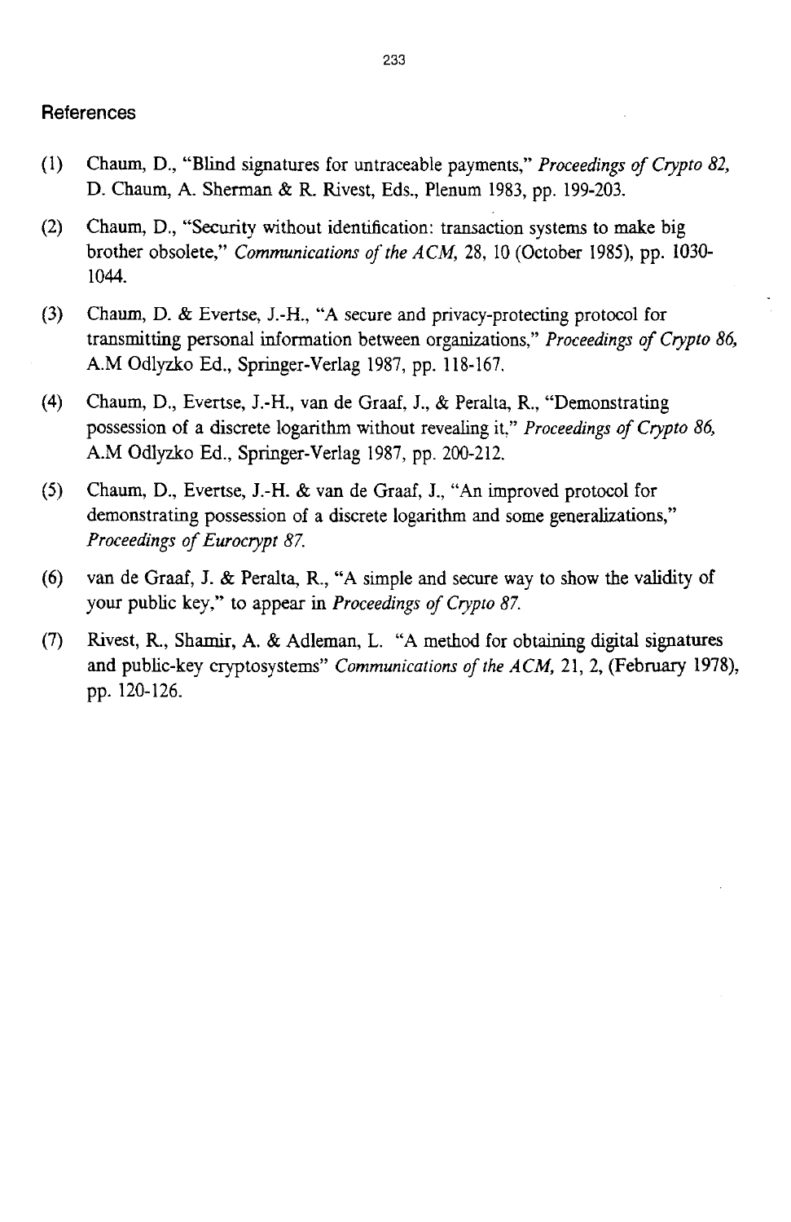## References

(1) Chaum, D., "Blind signatures for untraceable payments," *Proceedings of Crypto 82,* D. Chaum, A. Sherman & R. Rivest, Eds., Plenum 1983, pp. 199-203.

(2) Chaum, D., "Security without identification: transaction systems to make big brother obsolete," *Communications of the ACM,* 28, 10 (October 1985), pp. 1030-1044.

(3) Chaum, D. & Evertse, J.-H., "A secure and privacy-protecting protocol for transmitting personal information between organizations," *Proceedings of Crypto 86,* A.M Odlyzko Ed., Springer-Verlag 1987, pp. 118-167.

(4) Chaum, D., Evertse, J.-H., van de Graaf, J., & Peralta, R., "Demonstrating possession of a discrete logarithm without revealing it," *Proceedings of Crypto 86,* A.M Odlyzko Ed., Springer-Verlag 1987, pp. 200-212.

(5) Chaum, D., Evertse, J.-H. & van de Graaf, J., "An improved protocol for demonstrating possession of a discrete logarithm and some generalizations," *Proceedings of Eurocrypt 87.*

(6) van de Graaf, J. & Peralta, R., "A simple and secure way to show the validity of your public key," to appear in *Proceedings of Crypto 87.*

(7) Rivest, R., Shamir, A. & Adleman, L. "A method for obtaining digital signatures and public-key cryptosystems" *Communications of the ACM,* 21, 2, (February 1978), pp. 120-126.